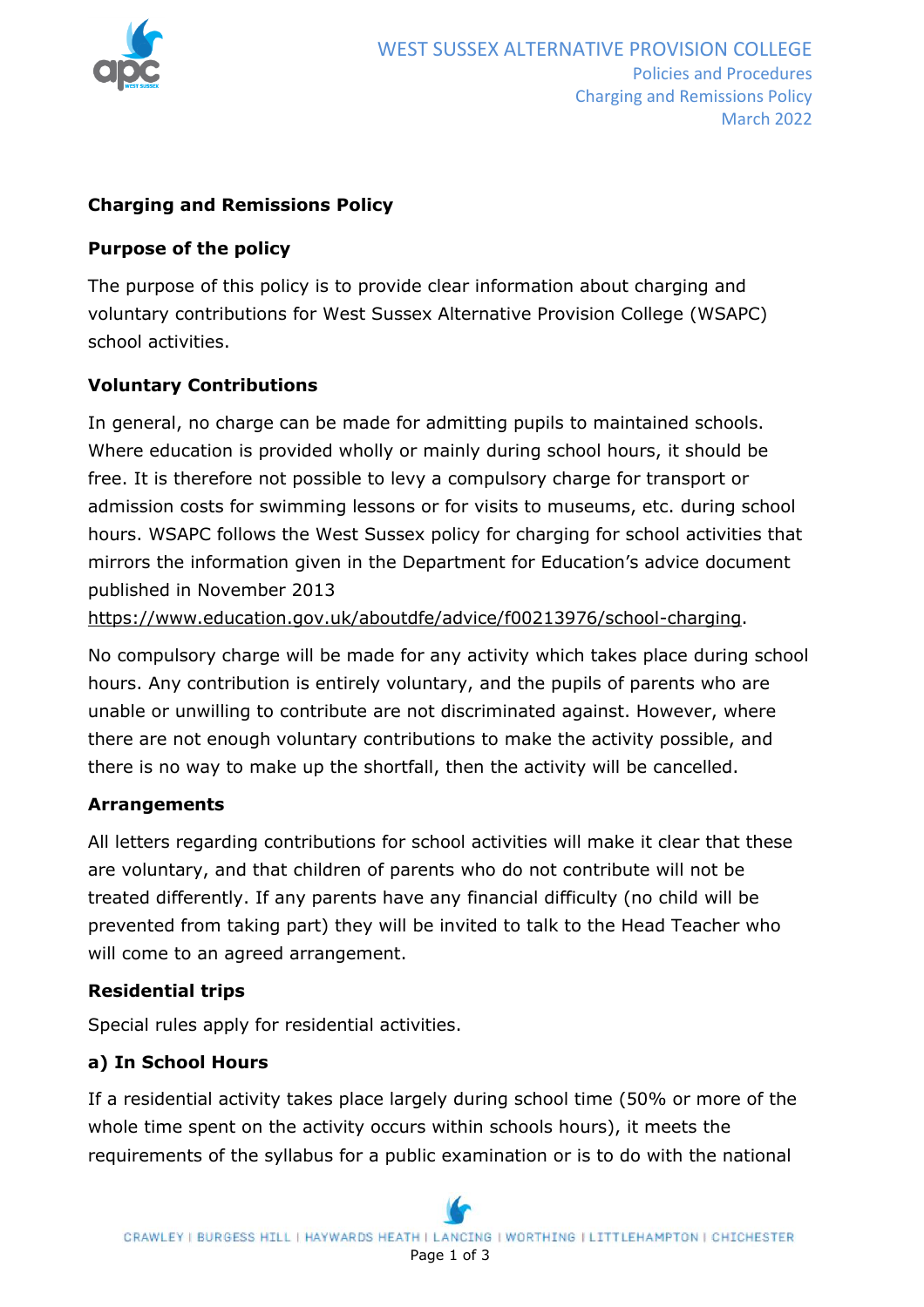# Charging and Remissions Policy

## Purpose of the policy

The purpose of this policy is to provide clear information about charging and voluntary contributions for West Sussex Alternative Provision College (WSAPC) school activities.

## Voluntary Contributions

In general, no charge can be made for admitting pupils to maintained schools. Where education is provided wholly or mainly during school hours, it should be free. It is therefore not possible to levy a compulsory charge for transport or admission costs for swimming lessons or for visits to museums, etc. during school hours. WSAPC follows the West Sussex policy for charging for school activities that mirrors the information given in the Department for Education's advice document published in November 2013 https://www.education.gov.uk/aboutdfe/advice/f00213976/school-charging.

No compulsory charge will be made for any activity which takes place during school hours. Any contribution is entirely voluntary, and the pupils of parents who are unable or unwilling to contribute are not discriminated against. However, where there are not enough voluntary contributions to make the activity possible, and there is no way to make up the shortfall, then the activity will be cancelled.

## Arrangements

All letters regarding contributions for school activities will make it clear that these are voluntary, and that children of parents who do not contribute will not be treated differently. If any parents have any financial difficulty (no child will be prevented from taking part) they will be invited to talk to the Head Teacher who will come to an agreed arrangement.

## Residential trips

Special rules apply for residential activities.

### a) In School Hours

If a residential activity takes place largely during school time (50% or more of the whole time spent on the activity occurs within schools hours), it meets the requirements of the syllabus for a public examination or is to do with the national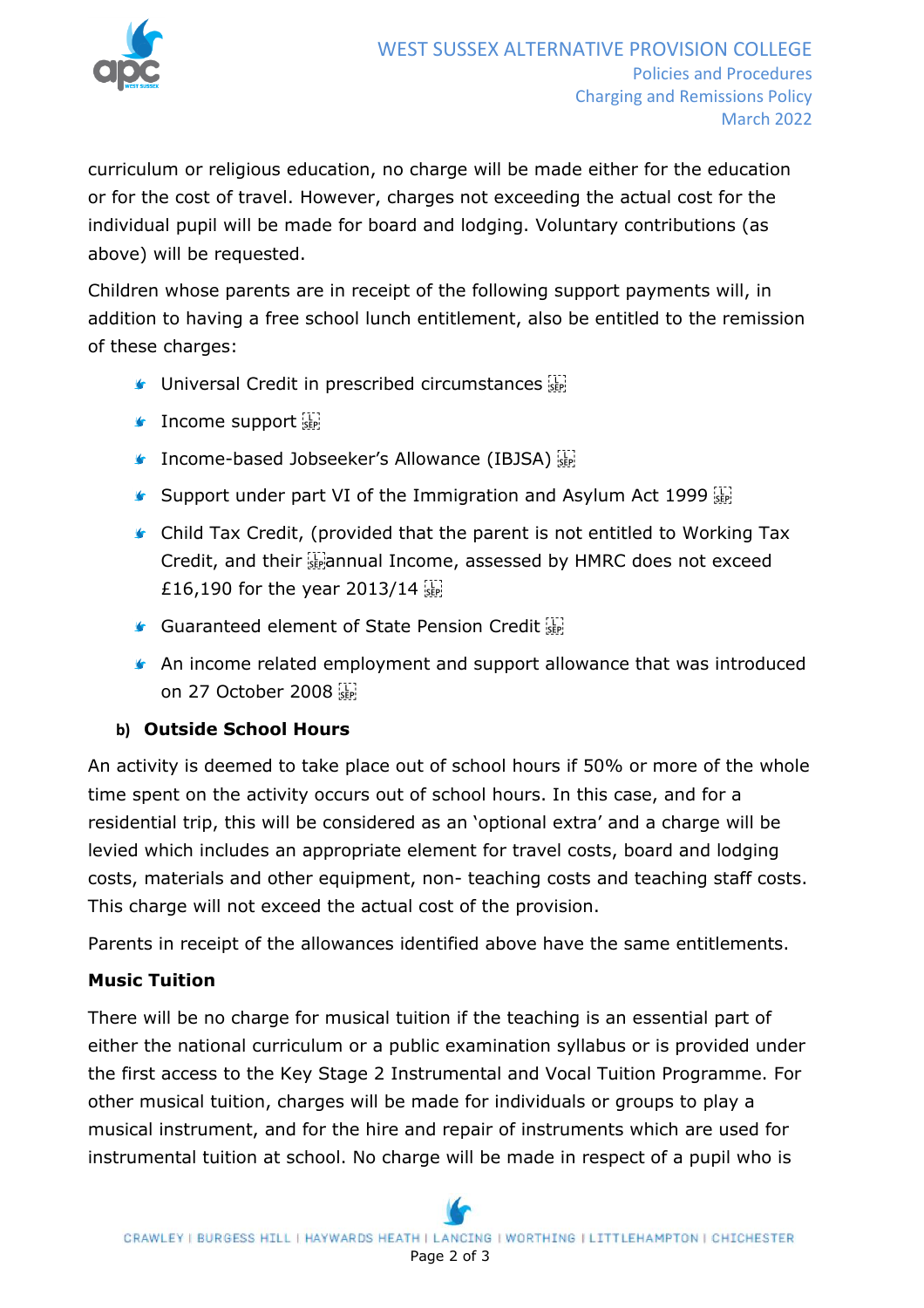curriculum or religious education, no charge will be made either for the education or for the cost of travel. However, charges not exceeding the actual cost for the individual pupil will be made for board and lodging. Voluntary contributions (as above) will be requested.

Children whose parents are in receipt of the following support payments will, in addition to having a free school lunch entitlement, also be entitled to the remission of these charges:

- Universal Credit in prescribed circumstances
- Income support
- Income-based Jobseeker's Allowance (IBJSA)
- Support under part VI of the Immigration and Asylum Act 1999
- Child Tax Credit, (provided that the parent is not entitled to Working Tax Credit, and their annual Income, assessed by HMRC does not exceed £16,190 for the year 2013/14
- Guaranteed element of State Pension Credit
- An income related employment and support allowance that was introduced on 27 October 2008

**b) Outside School Hours**

An activity is deemed to take place out of school hours if 50% or more of the whole time spent on the activity occurs out of school hours. In this case, and for a residential trip, this will be considered as an 'optional extra' and a charge will be levied which includes an appropriate element for travel costs, board and lodging costs, materials and other equipment, non- teaching costs and teaching staff costs. This charge will not exceed the actual cost of the provision.

Parents in receipt of the allowances identified above have the same entitlements.

**Music Tuition**

There will be no charge for musical tuition if the teaching is an essential part of either the national curriculum or a public examination syllabus or is provided under the first access to the Key Stage 2 Instrumental and Vocal Tuition Programme. For other musical tuition, charges will be made for individuals or groups to play a musical instrument, and for the hire and repair of instruments which are used for instrumental tuition at school. No charge will be made in respect of a pupil who is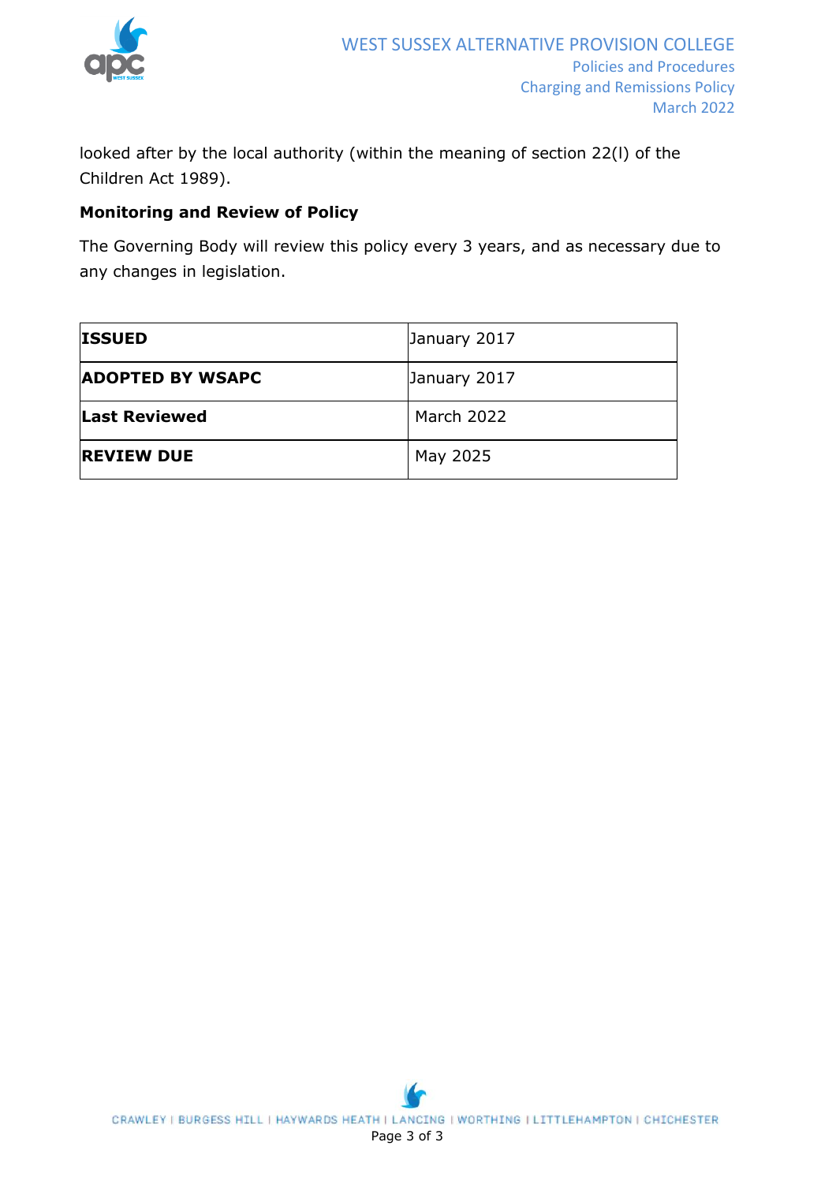looked after by the local authority (within the meaning of section 22(l) of the Children Act 1989).

**Monitoring and Review of Policy**

The Governing Body will review this policy every 3 years, and as necessary due to any changes in legislation.

| | |
|---|---|
| **ISSUED** | January 2017 |
| **ADOPTED BY WSAPC** | January 2017 |
| **Last Reviewed** | March 2022 |
| **REVIEW DUE** | May 2025 |